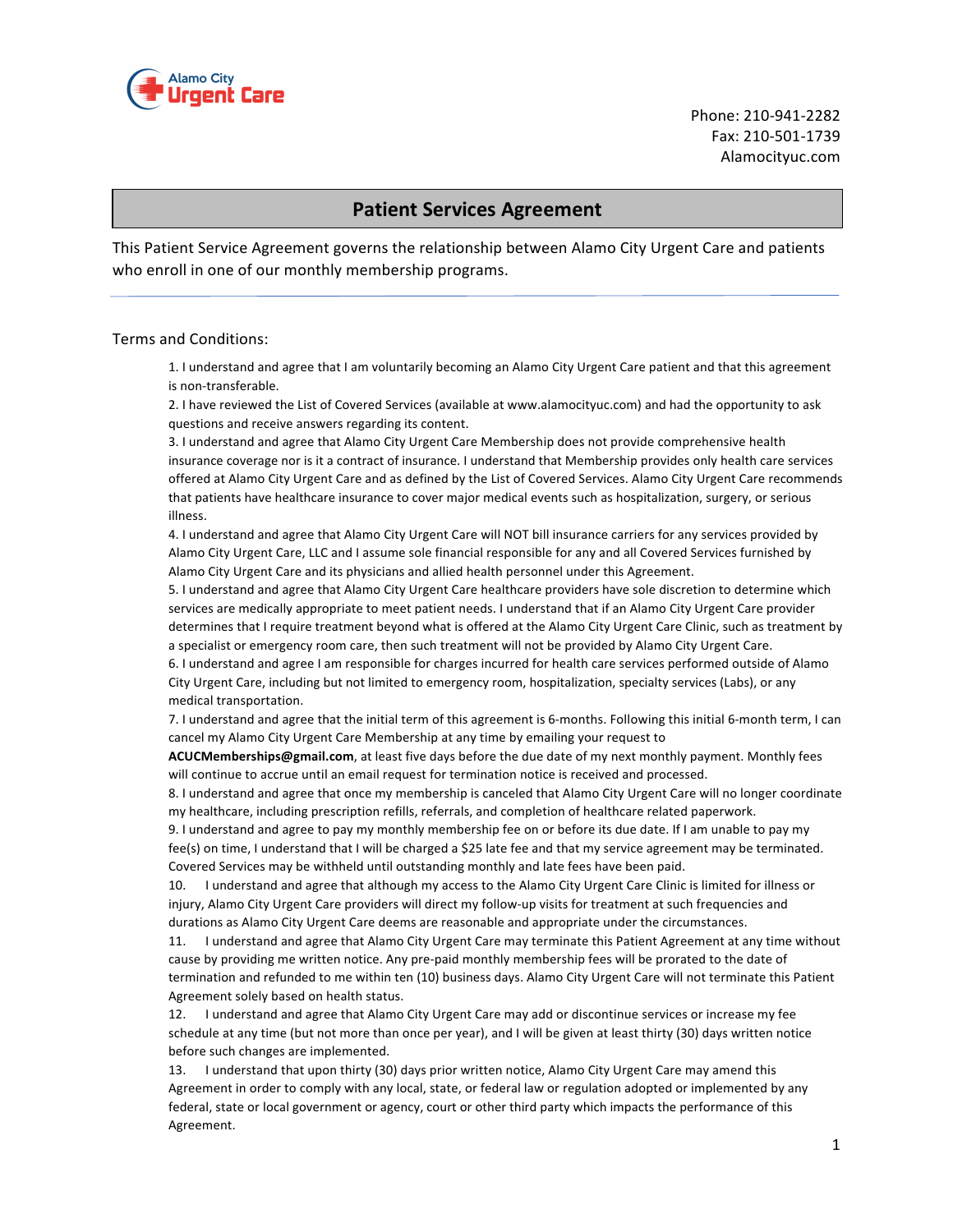Alamo City Urgent Care

Phone: 210-941-2282
Fax: 210-501-1739
Alamocityuc.com

# Patient Services Agreement

This Patient Service Agreement governs the relationship between Alamo City Urgent Care and patients who enroll in one of our monthly membership programs.

---

Terms and Conditions:

1. I understand and agree that I am voluntarily becoming an Alamo City Urgent Care patient and that this agreement is non-transferable.
2. I have reviewed the List of Covered Services (available at www.alamocityuc.com) and had the opportunity to ask questions and receive answers regarding its content.
3. I understand and agree that Alamo City Urgent Care Membership does not provide comprehensive health insurance coverage nor is it a contract of insurance. I understand that Membership provides only health care services offered at Alamo City Urgent Care and as defined by the List of Covered Services. Alamo City Urgent Care recommends that patients have healthcare insurance to cover major medical events such as hospitalization, surgery, or serious illness.
4. I understand and agree that Alamo City Urgent Care will NOT bill insurance carriers for any services provided by Alamo City Urgent Care, LLC and I assume sole financial responsible for any and all Covered Services furnished by Alamo City Urgent Care and its physicians and allied health personnel under this Agreement.
5. I understand and agree that Alamo City Urgent Care healthcare providers have sole discretion to determine which services are medically appropriate to meet patient needs. I understand that if an Alamo City Urgent Care provider determines that I require treatment beyond what is offered at the Alamo City Urgent Care Clinic, such as treatment by a specialist or emergency room care, then such treatment will not be provided by Alamo City Urgent Care.
6. I understand and agree I am responsible for charges incurred for health care services performed outside of Alamo City Urgent Care, including but not limited to emergency room, hospitalization, specialty services (Labs), or any medical transportation.
7. I understand and agree that the initial term of this agreement is 6-months. Following this initial 6-month term, I can cancel my Alamo City Urgent Care Membership at any time by emailing your request to **ACUCMemberships@gmail.com**, at least five days before the due date of my next monthly payment. Monthly fees will continue to accrue until an email request for termination notice is received and processed.
8. I understand and agree that once my membership is canceled that Alamo City Urgent Care will no longer coordinate my healthcare, including prescription refills, referrals, and completion of healthcare related paperwork.
9. I understand and agree to pay my monthly membership fee on or before its due date. If I am unable to pay my fee(s) on time, I understand that I will be charged a $25 late fee and that my service agreement may be terminated. Covered Services may be withheld until outstanding monthly and late fees have been paid.
10. I understand and agree that although my access to the Alamo City Urgent Care Clinic is limited for illness or injury, Alamo City Urgent Care providers will direct my follow-up visits for treatment at such frequencies and durations as Alamo City Urgent Care deems are reasonable and appropriate under the circumstances.
11. I understand and agree that Alamo City Urgent Care may terminate this Patient Agreement at any time without cause by providing me written notice. Any pre-paid monthly membership fees will be prorated to the date of termination and refunded to me within ten (10) business days. Alamo City Urgent Care will not terminate this Patient Agreement solely based on health status.
12. I understand and agree that Alamo City Urgent Care may add or discontinue services or increase my fee schedule at any time (but not more than once per year), and I will be given at least thirty (30) days written notice before such changes are implemented.
13. I understand that upon thirty (30) days prior written notice, Alamo City Urgent Care may amend this Agreement in order to comply with any local, state, or federal law or regulation adopted or implemented by any federal, state or local government or agency, court or other third party which impacts the performance of this Agreement.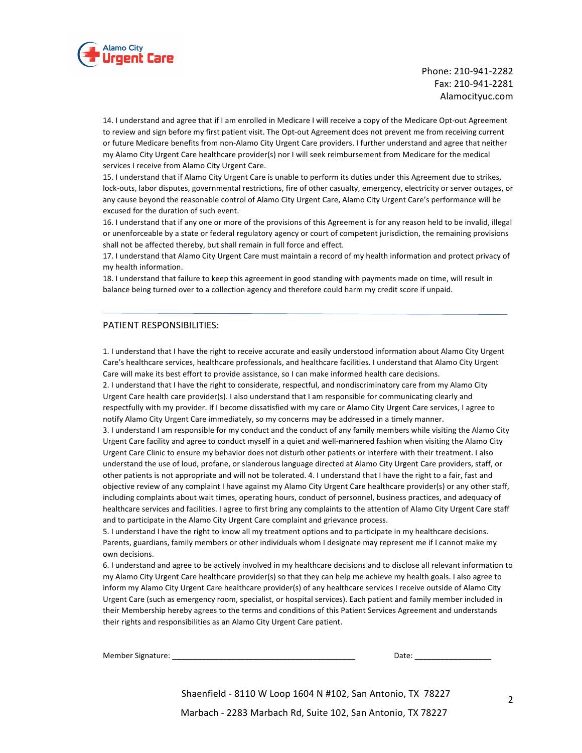Phone: 210-941-2282
Fax: 210-941-2281
Alamocityuc.com

14. I understand and agree that if I am enrolled in Medicare I will receive a copy of the Medicare Opt-out Agreement to review and sign before my first patient visit. The Opt-out Agreement does not prevent me from receiving current or future Medicare benefits from non-Alamo City Urgent Care providers. I further understand and agree that neither my Alamo City Urgent Care healthcare provider(s) nor I will seek reimbursement from Medicare for the medical services I receive from Alamo City Urgent Care.
15. I understand that if Alamo City Urgent Care is unable to perform its duties under this Agreement due to strikes, lock-outs, labor disputes, governmental restrictions, fire of other casualty, emergency, electricity or server outages, or any cause beyond the reasonable control of Alamo City Urgent Care, Alamo City Urgent Care's performance will be excused for the duration of such event.
16. I understand that if any one or more of the provisions of this Agreement is for any reason held to be invalid, illegal or unenforceable by a state or federal regulatory agency or court of competent jurisdiction, the remaining provisions shall not be affected thereby, but shall remain in full force and effect.
17. I understand that Alamo City Urgent Care must maintain a record of my health information and protect privacy of my health information.
18. I understand that failure to keep this agreement in good standing with payments made on time, will result in balance being turned over to a collection agency and therefore could harm my credit score if unpaid.

---

## PATIENT RESPONSIBILITIES:

1. I understand that I have the right to receive accurate and easily understood information about Alamo City Urgent Care's healthcare services, healthcare professionals, and healthcare facilities. I understand that Alamo City Urgent Care will make its best effort to provide assistance, so I can make informed health care decisions.
2. I understand that I have the right to considerate, respectful, and nondiscriminatory care from my Alamo City Urgent Care health care provider(s). I also understand that I am responsible for communicating clearly and respectfully with my provider. If I become dissatisfied with my care or Alamo City Urgent Care services, I agree to notify Alamo City Urgent Care immediately, so my concerns may be addressed in a timely manner.
3. I understand I am responsible for my conduct and the conduct of any family members while visiting the Alamo City Urgent Care facility and agree to conduct myself in a quiet and well-mannered fashion when visiting the Alamo City Urgent Care Clinic to ensure my behavior does not disturb other patients or interfere with their treatment. I also understand the use of loud, profane, or slanderous language directed at Alamo City Urgent Care providers, staff, or other patients is not appropriate and will not be tolerated. 4. I understand that I have the right to a fair, fast and objective review of any complaint I have against my Alamo City Urgent Care healthcare provider(s) or any other staff, including complaints about wait times, operating hours, conduct of personnel, business practices, and adequacy of healthcare services and facilities. I agree to first bring any complaints to the attention of Alamo City Urgent Care staff and to participate in the Alamo City Urgent Care complaint and grievance process.
5. I understand I have the right to know all my treatment options and to participate in my healthcare decisions. Parents, guardians, family members or other individuals whom I designate may represent me if I cannot make my own decisions.
6. I understand and agree to be actively involved in my healthcare decisions and to disclose all relevant information to my Alamo City Urgent Care healthcare provider(s) so that they can help me achieve my health goals. I also agree to inform my Alamo City Urgent Care healthcare provider(s) of any healthcare services I receive outside of Alamo City Urgent Care (such as emergency room, specialist, or hospital services). Each patient and family member included in their Membership hereby agrees to the terms and conditions of this Patient Services Agreement and understands their rights and responsibilities as an Alamo City Urgent Care patient.

Member Signature: __________________________________________ Date: _________________

Shaenfield - 8110 W Loop 1604 N #102, San Antonio, TX 78227

Marbach - 2283 Marbach Rd, Suite 102, San Antonio, TX 78227